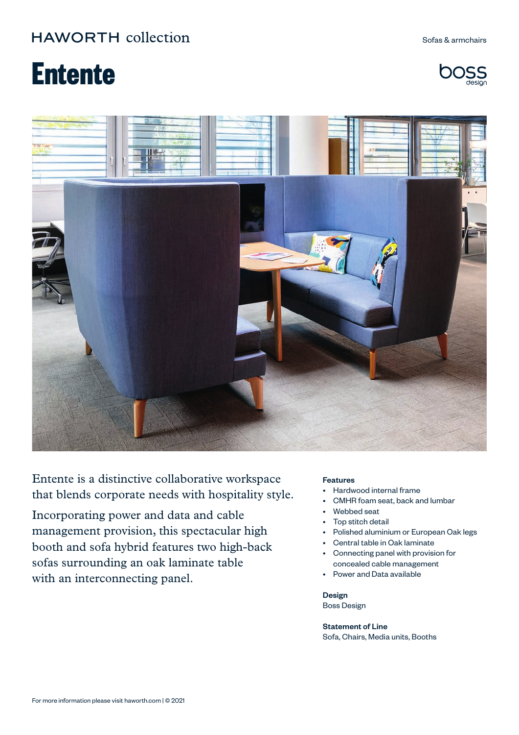HAWORTH collection

Sofas & armchairs

# Entente

boss design

Entente is a distinctive collaborative workspace that blends corporate needs with hospitality style.

Incorporating power and data and cable management provision, this spectacular high booth and sofa hybrid features two high-back sofas surrounding an oak laminate table with an interconnecting panel.

**Features**

- Hardwood internal frame
- CMHR foam seat, back and lumbar
- Webbed seat
- Top stitch detail
- Polished aluminium or European Oak legs
- Central table in Oak laminate
- Connecting panel with provision for concealed cable management
- Power and Data available

**Design**

Boss Design

**Statement of Line**

Sofa, Chairs, Media units, Booths

For more information please visit haworth.com | © 2021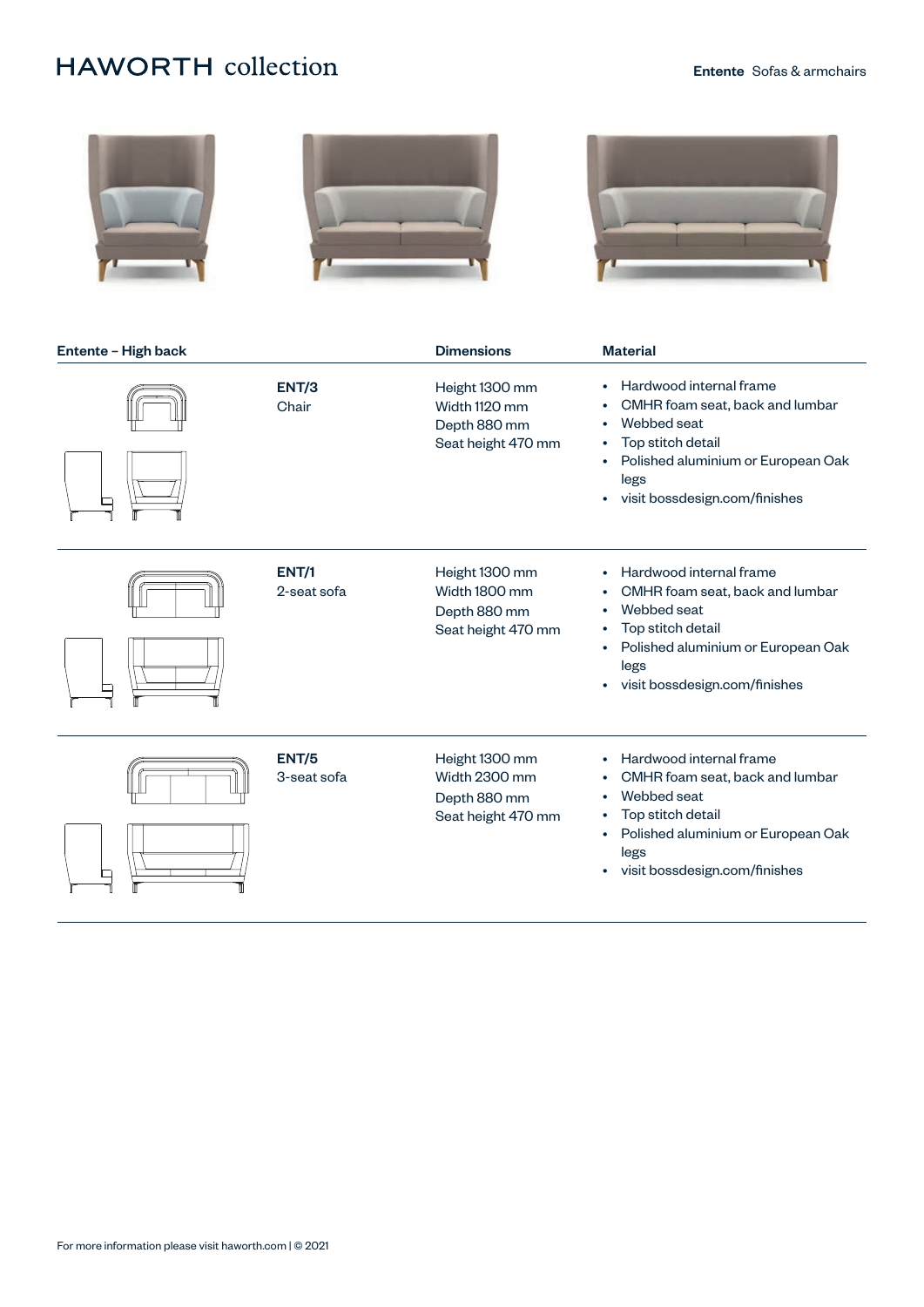| Entente – High back | | Dimensions | Material |
|---|---|---|---|
| | **ENT/3** Chair | Height 1300 mm<br>Width 1120 mm<br>Depth 880 mm<br>Seat height 470 mm | • Hardwood internal frame<br>• CMHR foam seat, back and lumbar<br>• Webbed seat<br>• Top stitch detail<br>• Polished aluminium or European Oak legs<br>• visit bossdesign.com/finishes |
| | **ENT/1** 2-seat sofa | Height 1300 mm<br>Width 1800 mm<br>Depth 880 mm<br>Seat height 470 mm | • Hardwood internal frame<br>• CMHR foam seat, back and lumbar<br>• Webbed seat<br>• Top stitch detail<br>• Polished aluminium or European Oak legs<br>• visit bossdesign.com/finishes |
| | **ENT/5** 3-seat sofa | Height 1300 mm<br>Width 2300 mm<br>Depth 880 mm<br>Seat height 470 mm | • Hardwood internal frame<br>• CMHR foam seat, back and lumbar<br>• Webbed seat<br>• Top stitch detail<br>• Polished aluminium or European Oak legs<br>• visit bossdesign.com/finishes |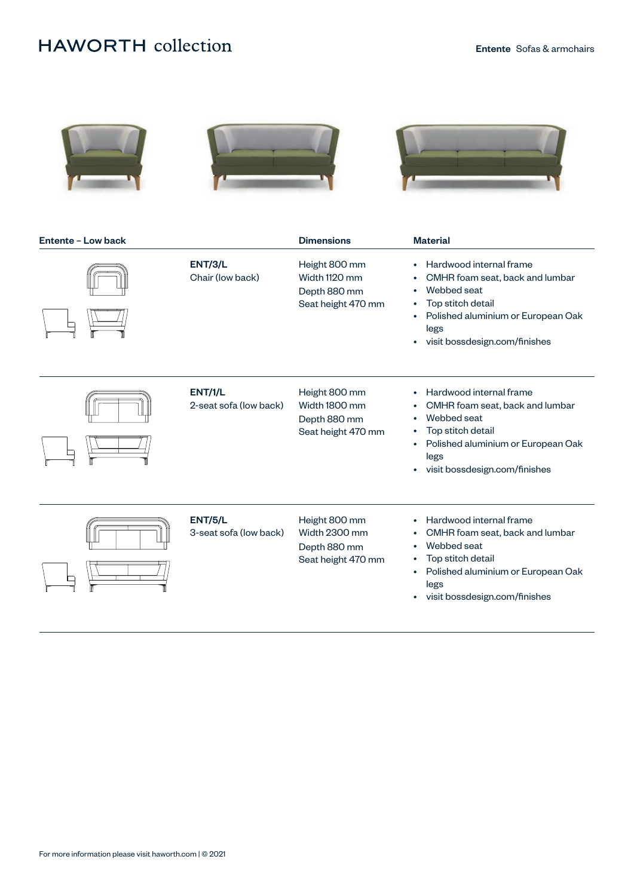| Entente – Low back | | Dimensions | Material |
|---|---|---|---|
| | **ENT/3/L**<br>Chair (low back) | Height 800 mm<br>Width 1120 mm<br>Depth 880 mm<br>Seat height 470 mm | • Hardwood internal frame<br>• CMHR foam seat, back and lumbar<br>• Webbed seat<br>• Top stitch detail<br>• Polished aluminium or European Oak legs<br>• visit bossdesign.com/finishes |
| | **ENT/1/L**<br>2-seat sofa (low back) | Height 800 mm<br>Width 1800 mm<br>Depth 880 mm<br>Seat height 470 mm | • Hardwood internal frame<br>• CMHR foam seat, back and lumbar<br>• Webbed seat<br>• Top stitch detail<br>• Polished aluminium or European Oak legs<br>• visit bossdesign.com/finishes |
| | **ENT/5/L**<br>3-seat sofa (low back) | Height 800 mm<br>Width 2300 mm<br>Depth 880 mm<br>Seat height 470 mm | • Hardwood internal frame<br>• CMHR foam seat, back and lumbar<br>• Webbed seat<br>• Top stitch detail<br>• Polished aluminium or European Oak legs<br>• visit bossdesign.com/finishes |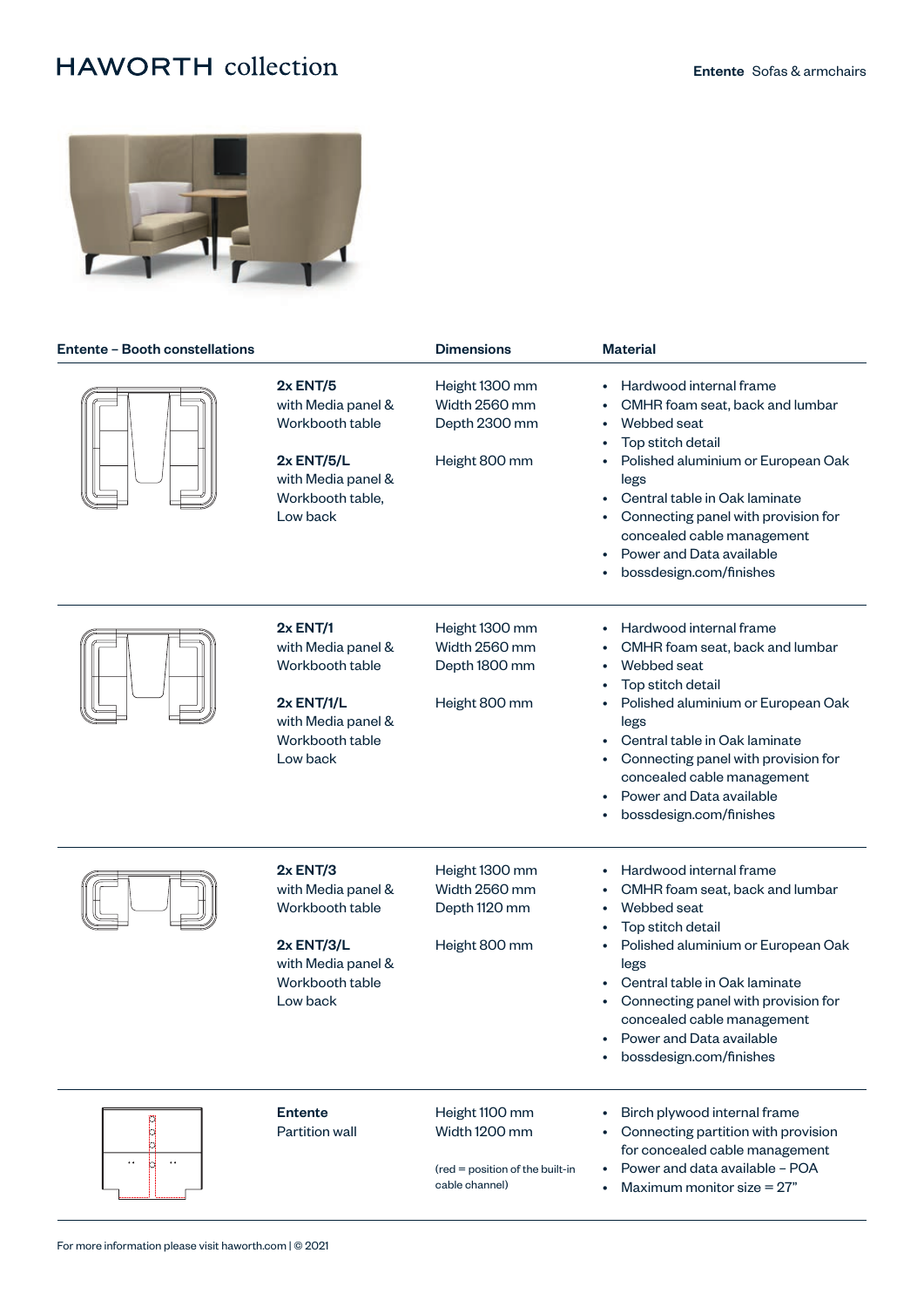# HAWORTH collection

**Entente** Sofas & armchairs

| Entente – Booth constellations | | Dimensions | Material |
|---|---|---|---|
| | **2x ENT/5** with Media panel & Workbooth table<br><br>**2x ENT/5/L** with Media panel & Workbooth table, Low back | Height 1300 mm<br>Width 2560 mm<br>Depth 2300 mm<br><br>Height 800 mm | • Hardwood internal frame<br>• CMHR foam seat, back and lumbar<br>• Webbed seat<br>• Top stitch detail<br>• Polished aluminium or European Oak legs<br>• Central table in Oak laminate<br>• Connecting panel with provision for concealed cable management<br>• Power and Data available<br>• bossdesign.com/finishes |
| | **2x ENT/1** with Media panel & Workbooth table<br><br>**2x ENT/1/L** with Media panel & Workbooth table Low back | Height 1300 mm<br>Width 2560 mm<br>Depth 1800 mm<br><br>Height 800 mm | • Hardwood internal frame<br>• CMHR foam seat, back and lumbar<br>• Webbed seat<br>• Top stitch detail<br>• Polished aluminium or European Oak legs<br>• Central table in Oak laminate<br>• Connecting panel with provision for concealed cable management<br>• Power and Data available<br>• bossdesign.com/finishes |
| | **2x ENT/3** with Media panel & Workbooth table<br><br>**2x ENT/3/L** with Media panel & Workbooth table Low back | Height 1300 mm<br>Width 2560 mm<br>Depth 1120 mm<br><br>Height 800 mm | • Hardwood internal frame<br>• CMHR foam seat, back and lumbar<br>• Webbed seat<br>• Top stitch detail<br>• Polished aluminium or European Oak legs<br>• Central table in Oak laminate<br>• Connecting panel with provision for concealed cable management<br>• Power and Data available<br>• bossdesign.com/finishes |
| | **Entente** Partition wall | Height 1100 mm<br>Width 1200 mm<br><br>(red = position of the built-in cable channel) | • Birch plywood internal frame<br>• Connecting partition with provision for concealed cable management<br>• Power and data available – POA<br>• Maximum monitor size = 27" |

For more information please visit haworth.com | © 2021